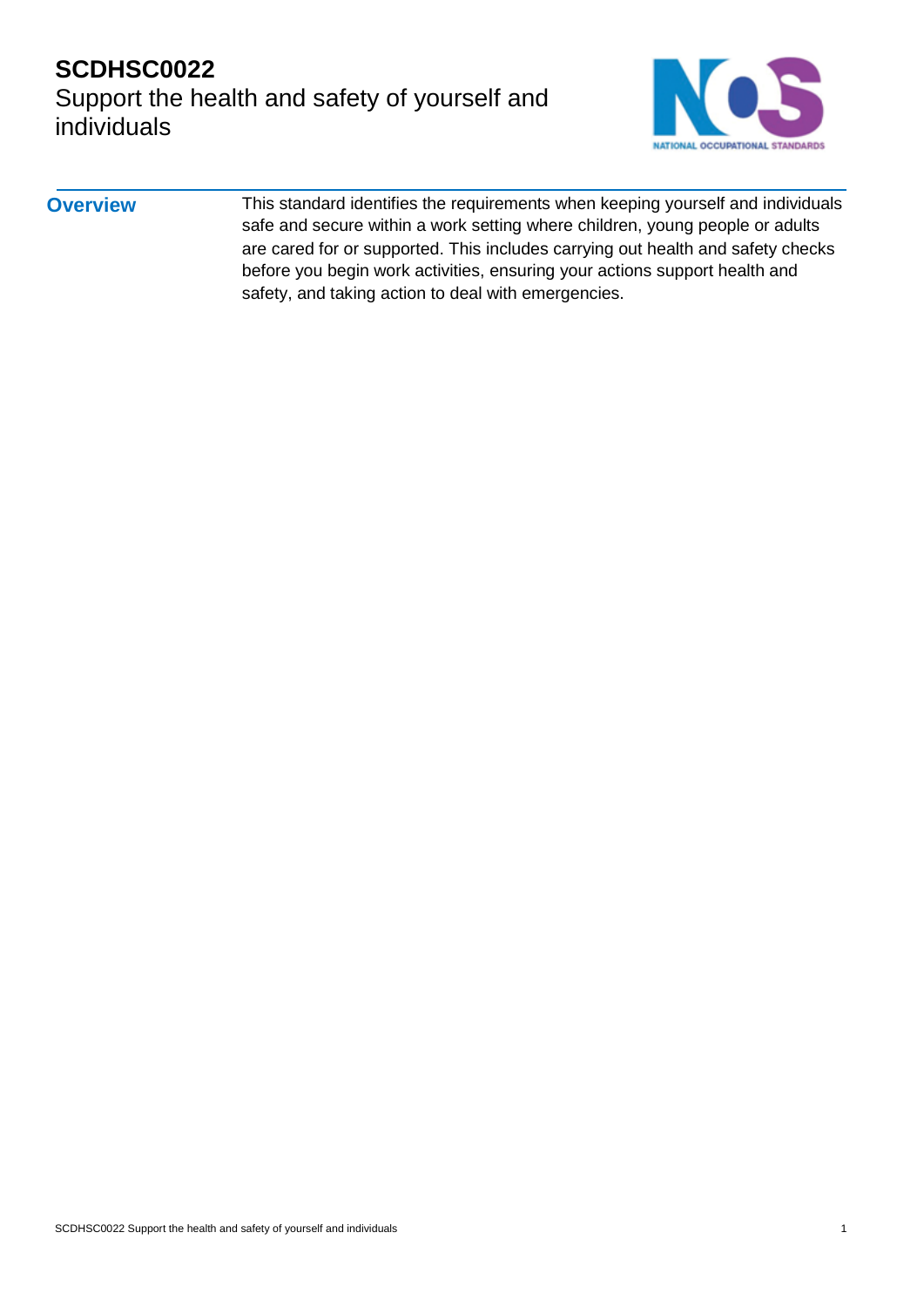# SCDHSC0022

## Support the health and safety of yourself and individuals

**Overview**

This standard identifies the requirements when keeping yourself and individuals safe and secure within a work setting where children, young people or adults are cared for or supported. This includes carrying out health and safety checks before you begin work activities, ensuring your actions support health and safety, and taking action to deal with emergencies.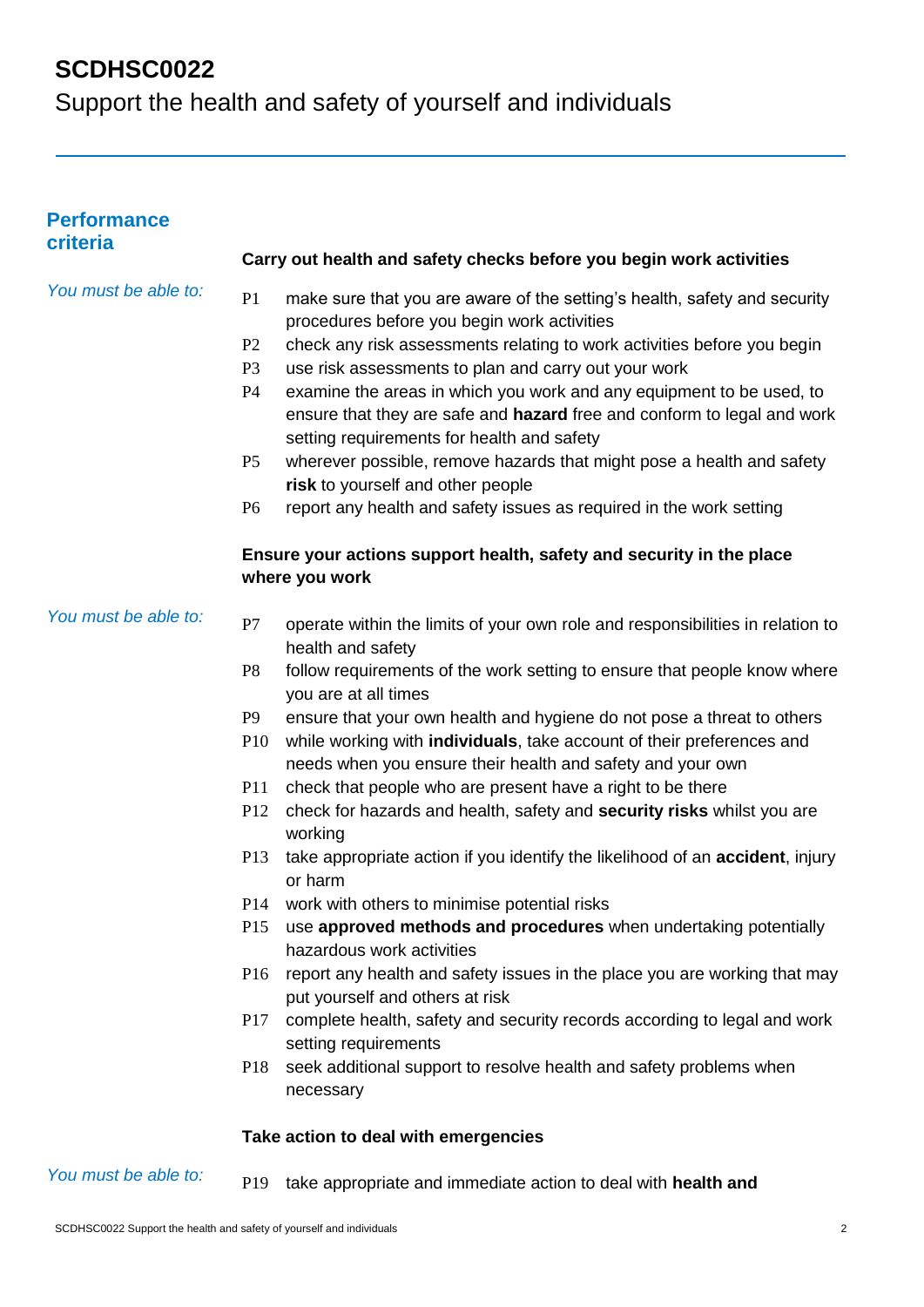# SCDHSC0022

Support the health and safety of yourself and individuals

## Performance criteria

### Carry out health and safety checks before you begin work activities

*You must be able to:*

- P1 make sure that you are aware of the setting's health, safety and security procedures before you begin work activities
- P2 check any risk assessments relating to work activities before you begin
- P3 use risk assessments to plan and carry out your work
- P4 examine the areas in which you work and any equipment to be used, to ensure that they are safe and **hazard** free and conform to legal and work setting requirements for health and safety
- P5 wherever possible, remove hazards that might pose a health and safety **risk** to yourself and other people
- P6 report any health and safety issues as required in the work setting

### Ensure your actions support health, safety and security in the place where you work

*You must be able to:*

- P7 operate within the limits of your own role and responsibilities in relation to health and safety
- P8 follow requirements of the work setting to ensure that people know where you are at all times
- P9 ensure that your own health and hygiene do not pose a threat to others
- P10 while working with **individuals**, take account of their preferences and needs when you ensure their health and safety and your own
- P11 check that people who are present have a right to be there
- P12 check for hazards and health, safety and **security risks** whilst you are working
- P13 take appropriate action if you identify the likelihood of an **accident**, injury or harm
- P14 work with others to minimise potential risks
- P15 use **approved methods and procedures** when undertaking potentially hazardous work activities
- P16 report any health and safety issues in the place you are working that may put yourself and others at risk
- P17 complete health, safety and security records according to legal and work setting requirements
- P18 seek additional support to resolve health and safety problems when necessary

### Take action to deal with emergencies

*You must be able to:*

- P19 take appropriate and immediate action to deal with **health and**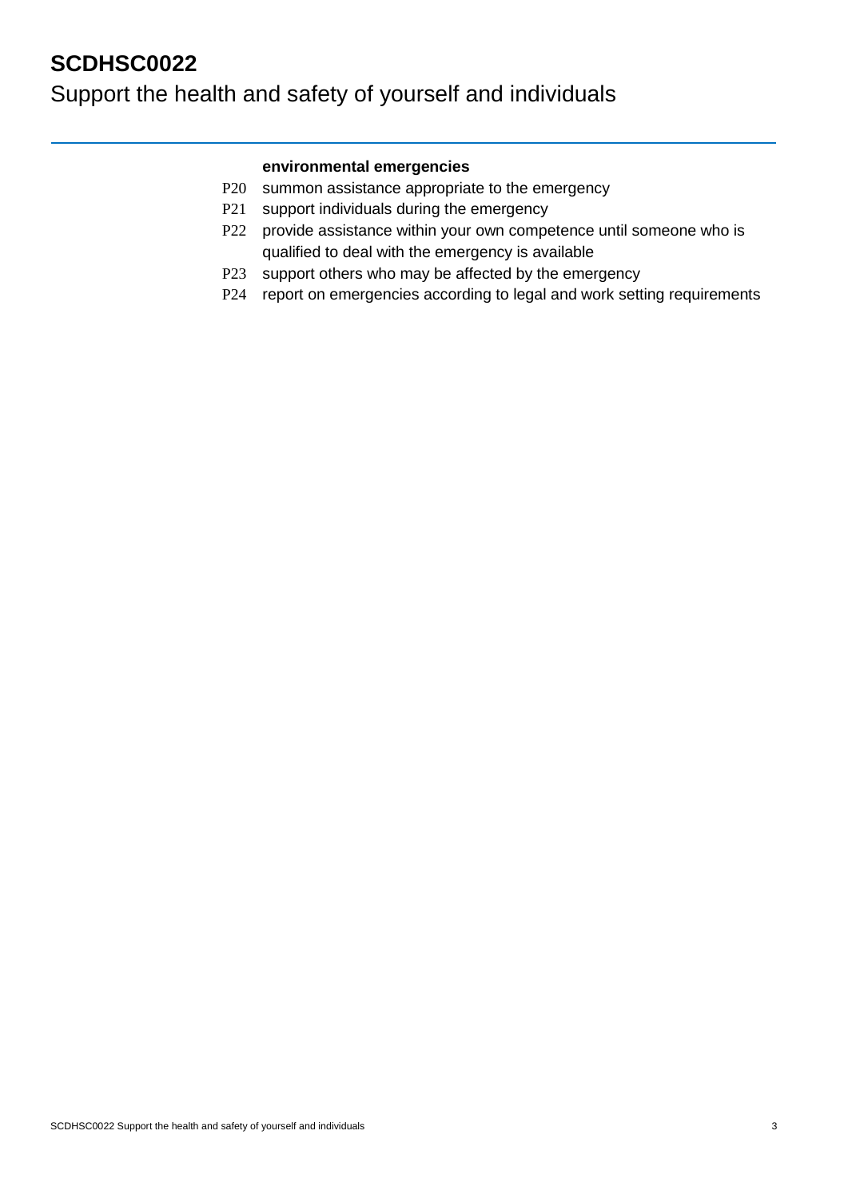**environmental emergencies**

P20 summon assistance appropriate to the emergency

P21 support individuals during the emergency

P22 provide assistance within your own competence until someone who is qualified to deal with the emergency is available

P23 support others who may be affected by the emergency

P24 report on emergencies according to legal and work setting requirements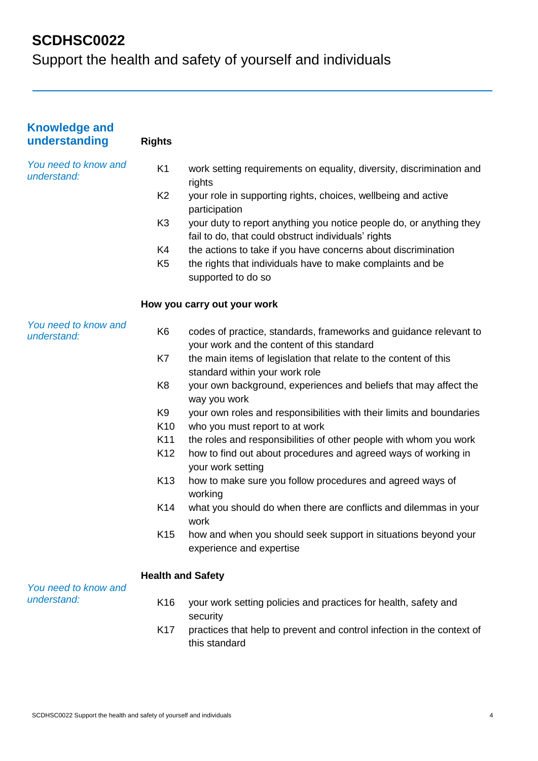# SCDHSC0022

Support the health and safety of yourself and individuals

## Knowledge and understanding

### Rights

*You need to know and understand:*

| | |
|---|---|
| K1 | work setting requirements on equality, diversity, discrimination and rights |
| K2 | your role in supporting rights, choices, wellbeing and active participation |
| K3 | your duty to report anything you notice people do, or anything they fail to do, that could obstruct individuals' rights |
| K4 | the actions to take if you have concerns about discrimination |
| K5 | the rights that individuals have to make complaints and be supported to do so |

### How you carry out your work

*You need to know and understand:*

| | |
|---|---|
| K6 | codes of practice, standards, frameworks and guidance relevant to your work and the content of this standard |
| K7 | the main items of legislation that relate to the content of this standard within your work role |
| K8 | your own background, experiences and beliefs that may affect the way you work |
| K9 | your own roles and responsibilities with their limits and boundaries |
| K10 | who you must report to at work |
| K11 | the roles and responsibilities of other people with whom you work |
| K12 | how to find out about procedures and agreed ways of working in your work setting |
| K13 | how to make sure you follow procedures and agreed ways of working |
| K14 | what you should do when there are conflicts and dilemmas in your work |
| K15 | how and when you should seek support in situations beyond your experience and expertise |

### Health and Safety

*You need to know and understand:*

| | |
|---|---|
| K16 | your work setting policies and practices for health, safety and security |
| K17 | practices that help to prevent and control infection in the context of this standard |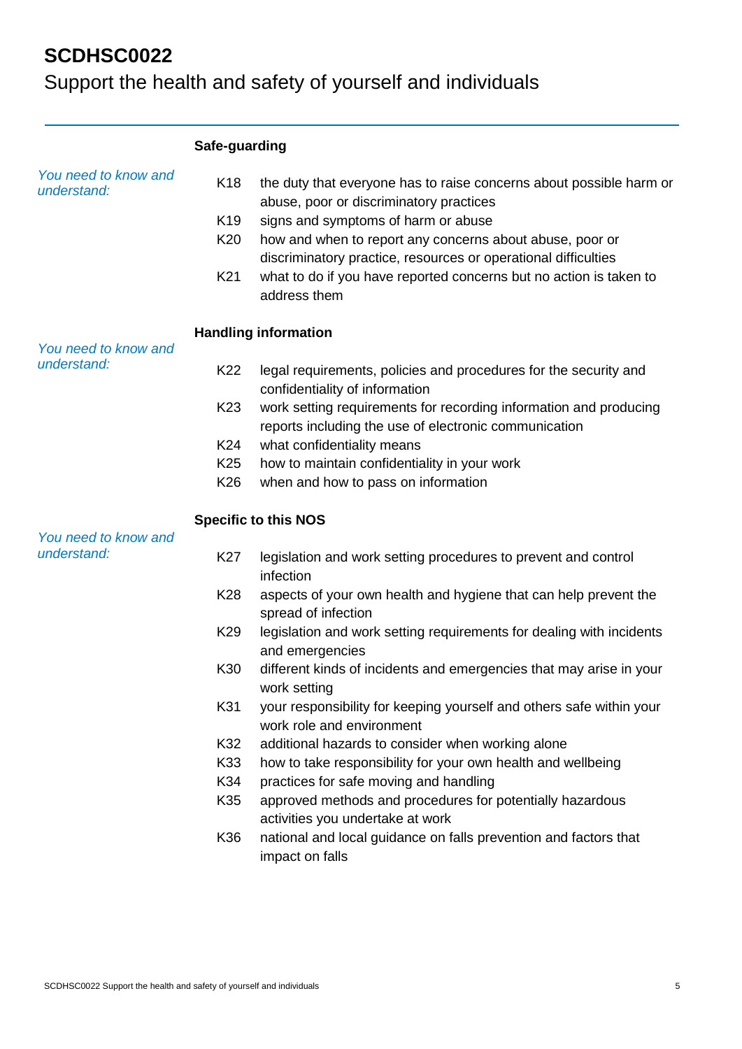# SCDHSC0022
## Support the health and safety of yourself and individuals

### Safe-guarding

*You need to know and understand:*

| | |
|---|---|
| K18 | the duty that everyone has to raise concerns about possible harm or abuse, poor or discriminatory practices |
| K19 | signs and symptoms of harm or abuse |
| K20 | how and when to report any concerns about abuse, poor or discriminatory practice, resources or operational difficulties |
| K21 | what to do if you have reported concerns but no action is taken to address them |

### Handling information

*You need to know and understand:*

| | |
|---|---|
| K22 | legal requirements, policies and procedures for the security and confidentiality of information |
| K23 | work setting requirements for recording information and producing reports including the use of electronic communication |
| K24 | what confidentiality means |
| K25 | how to maintain confidentiality in your work |
| K26 | when and how to pass on information |

### Specific to this NOS

*You need to know and understand:*

| | |
|---|---|
| K27 | legislation and work setting procedures to prevent and control infection |
| K28 | aspects of your own health and hygiene that can help prevent the spread of infection |
| K29 | legislation and work setting requirements for dealing with incidents and emergencies |
| K30 | different kinds of incidents and emergencies that may arise in your work setting |
| K31 | your responsibility for keeping yourself and others safe within your work role and environment |
| K32 | additional hazards to consider when working alone |
| K33 | how to take responsibility for your own health and wellbeing |
| K34 | practices for safe moving and handling |
| K35 | approved methods and procedures for potentially hazardous activities you undertake at work |
| K36 | national and local guidance on falls prevention and factors that impact on falls |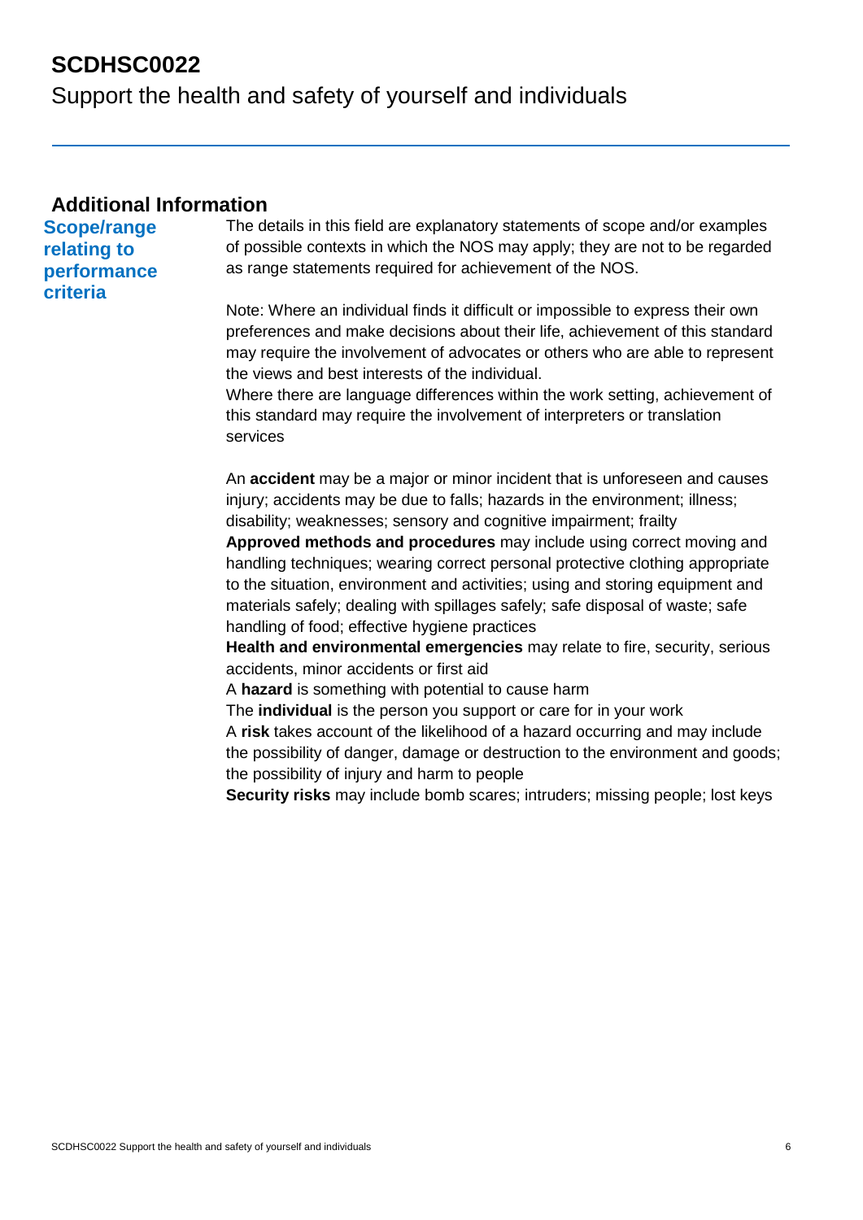## Additional Information

**Scope/range relating to performance criteria**

The details in this field are explanatory statements of scope and/or examples of possible contexts in which the NOS may apply; they are not to be regarded as range statements required for achievement of the NOS.

Note: Where an individual finds it difficult or impossible to express their own preferences and make decisions about their life, achievement of this standard may require the involvement of advocates or others who are able to represent the views and best interests of the individual.
Where there are language differences within the work setting, achievement of this standard may require the involvement of interpreters or translation services

An **accident** may be a major or minor incident that is unforeseen and causes injury; accidents may be due to falls; hazards in the environment; illness; disability; weaknesses; sensory and cognitive impairment; frailty
**Approved methods and procedures** may include using correct moving and handling techniques; wearing correct personal protective clothing appropriate to the situation, environment and activities; using and storing equipment and materials safely; dealing with spillages safely; safe disposal of waste; safe handling of food; effective hygiene practices
**Health and environmental emergencies** may relate to fire, security, serious accidents, minor accidents or first aid
A **hazard** is something with potential to cause harm
The **individual** is the person you support or care for in your work
A **risk** takes account of the likelihood of a hazard occurring and may include the possibility of danger, damage or destruction to the environment and goods; the possibility of injury and harm to people
**Security risks** may include bomb scares; intruders; missing people; lost keys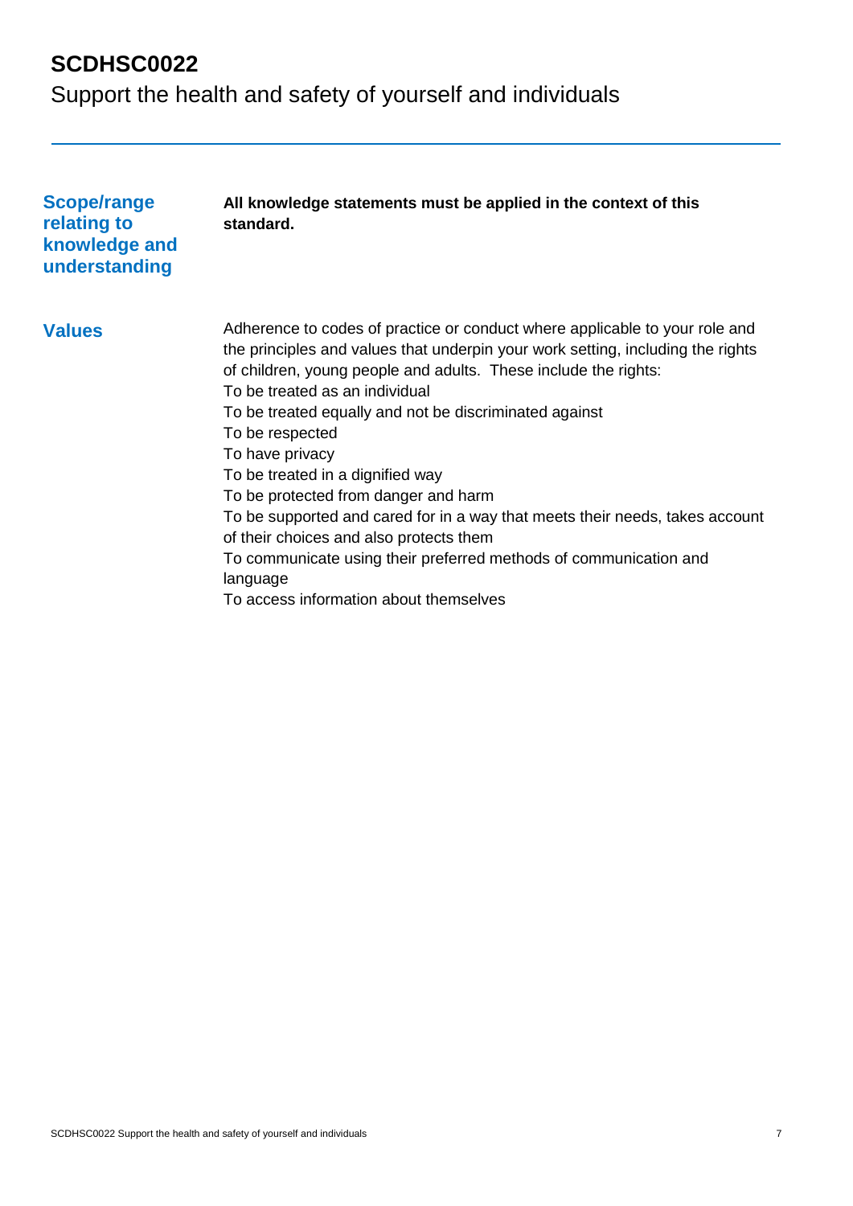# SCDHSC0022

Support the health and safety of yourself and individuals

## Scope/range relating to knowledge and understanding

**All knowledge statements must be applied in the context of this standard.**

## Values

Adherence to codes of practice or conduct where applicable to your role and the principles and values that underpin your work setting, including the rights of children, young people and adults. These include the rights:

To be treated as an individual

To be treated equally and not be discriminated against

To be respected

To have privacy

To be treated in a dignified way

To be protected from danger and harm

To be supported and cared for in a way that meets their needs, takes account of their choices and also protects them

To communicate using their preferred methods of communication and language

To access information about themselves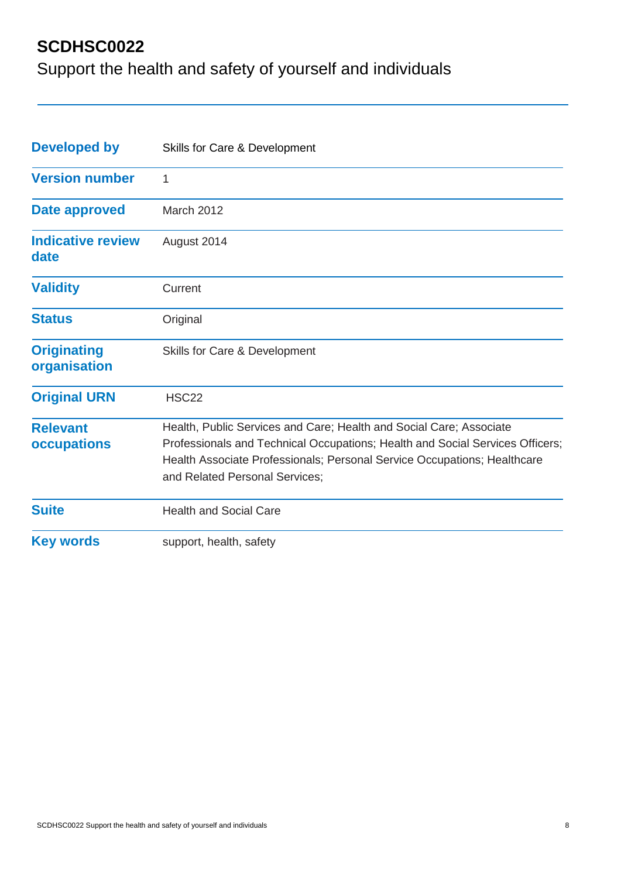# SCDHSC0022

Support the health and safety of yourself and individuals

| | |
|---|---|
| **Developed by** | Skills for Care & Development |
| **Version number** | 1 |
| **Date approved** | March 2012 |
| **Indicative review date** | August 2014 |
| **Validity** | Current |
| **Status** | Original |
| **Originating organisation** | Skills for Care & Development |
| **Original URN** | HSC22 |
| **Relevant occupations** | Health, Public Services and Care; Health and Social Care; Associate Professionals and Technical Occupations; Health and Social Services Officers; Health Associate Professionals; Personal Service Occupations; Healthcare and Related Personal Services; |
| **Suite** | Health and Social Care |
| **Key words** | support, health, safety |